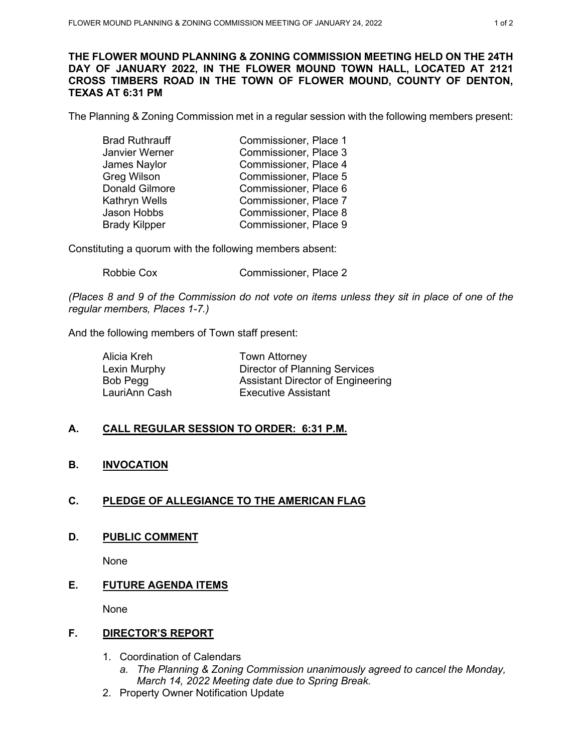**THE FLOWER MOUND PLANNING & ZONING COMMISSION MEETING HELD ON THE 24TH DAY OF JANUARY 2022, IN THE FLOWER MOUND TOWN HALL, LOCATED AT 2121 CROSS TIMBERS ROAD IN THE TOWN OF FLOWER MOUND, COUNTY OF DENTON, TEXAS AT 6:31 PM**

The Planning & Zoning Commission met in a regular session with the following members present:

| | |
|---|---|
| Brad Ruthrauff | Commissioner, Place 1 |
| Janvier Werner | Commissioner, Place 3 |
| James Naylor | Commissioner, Place 4 |
| Greg Wilson | Commissioner, Place 5 |
| Donald Gilmore | Commissioner, Place 6 |
| Kathryn Wells | Commissioner, Place 7 |
| Jason Hobbs | Commissioner, Place 8 |
| Brady Kilpper | Commissioner, Place 9 |

Constituting a quorum with the following members absent:

| | |
|---|---|
| Robbie Cox | Commissioner, Place 2 |

*(Places 8 and 9 of the Commission do not vote on items unless they sit in place of one of the regular members, Places 1-7.)*

And the following members of Town staff present:

| | |
|---|---|
| Alicia Kreh | Town Attorney |
| Lexin Murphy | Director of Planning Services |
| Bob Pegg | Assistant Director of Engineering |
| LauriAnn Cash | Executive Assistant |

## A. CALL REGULAR SESSION TO ORDER: 6:31 P.M.

## B. INVOCATION

## C. PLEDGE OF ALLEGIANCE TO THE AMERICAN FLAG

## D. PUBLIC COMMENT

None

## E. FUTURE AGENDA ITEMS

None

## F. DIRECTOR'S REPORT

1. Coordination of Calendars
   a. *The Planning & Zoning Commission unanimously agreed to cancel the Monday, March 14, 2022 Meeting date due to Spring Break.*
2. Property Owner Notification Update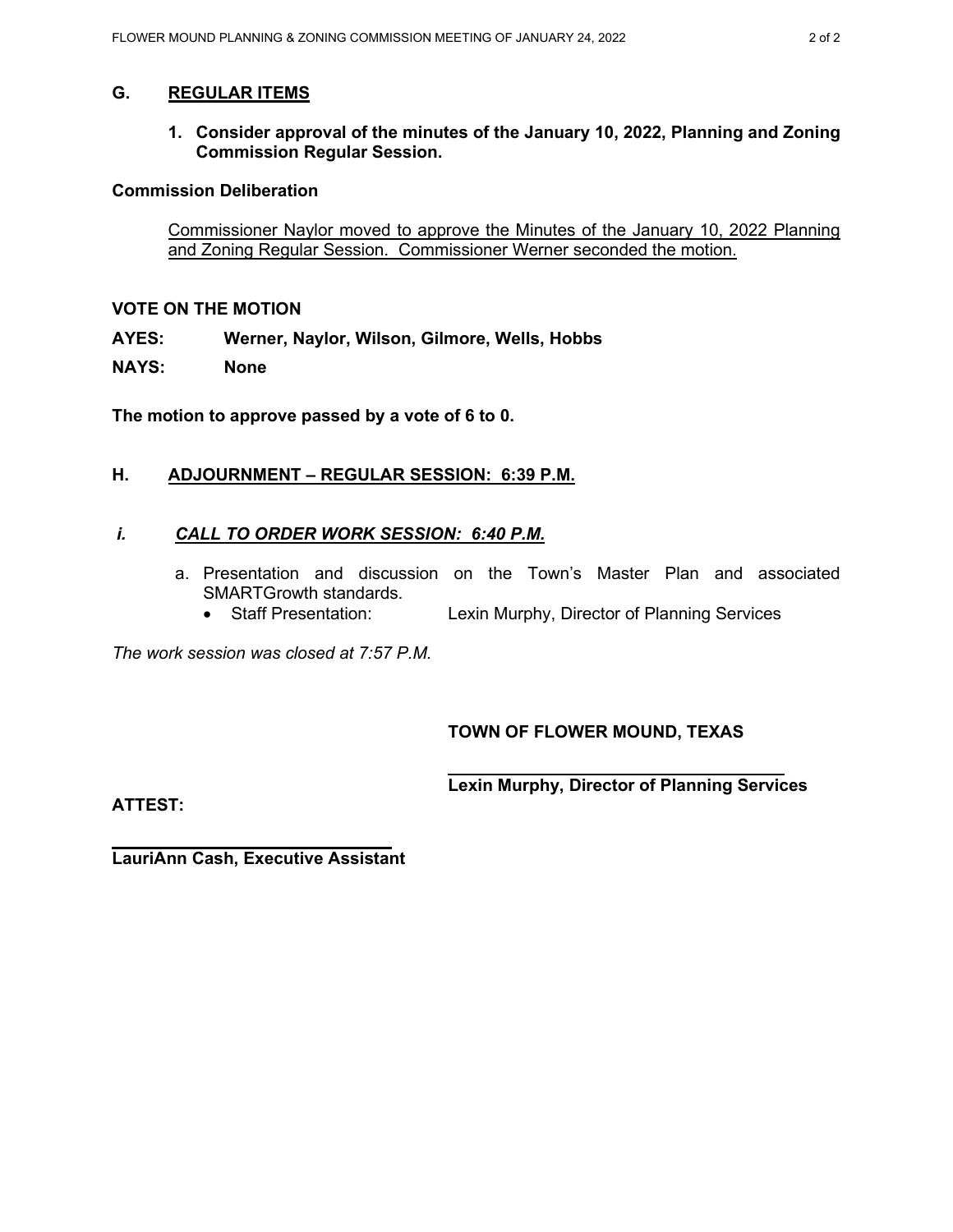## G. REGULAR ITEMS

**1. Consider approval of the minutes of the January 10, 2022, Planning and Zoning Commission Regular Session.**

**Commission Deliberation**

Commissioner Naylor moved to approve the Minutes of the January 10, 2022 Planning and Zoning Regular Session. Commissioner Werner seconded the motion.

**VOTE ON THE MOTION**

**AYES:** **Werner, Naylor, Wilson, Gilmore, Wells, Hobbs**

**NAYS:** **None**

**The motion to approve passed by a vote of 6 to 0.**

## H. ADJOURNMENT – REGULAR SESSION: 6:39 P.M.

## *i. CALL TO ORDER WORK SESSION: 6:40 P.M.*

a. Presentation and discussion on the Town's Master Plan and associated SMARTGrowth standards.
   - Staff Presentation: Lexin Murphy, Director of Planning Services

*The work session was closed at 7:57 P.M.*

**TOWN OF FLOWER MOUND, TEXAS**

\_\_\_\_\_\_\_\_\_\_\_\_\_\_\_\_\_\_\_\_\_\_\_\_\_\_\_\_\_\_\_\_\_\_\_\_

**Lexin Murphy, Director of Planning Services**

**ATTEST:**

\_\_\_\_\_\_\_\_\_\_\_\_\_\_\_\_\_\_\_\_\_\_\_\_\_\_\_\_\_\_\_\_\_\_\_\_

**LauriAnn Cash, Executive Assistant**